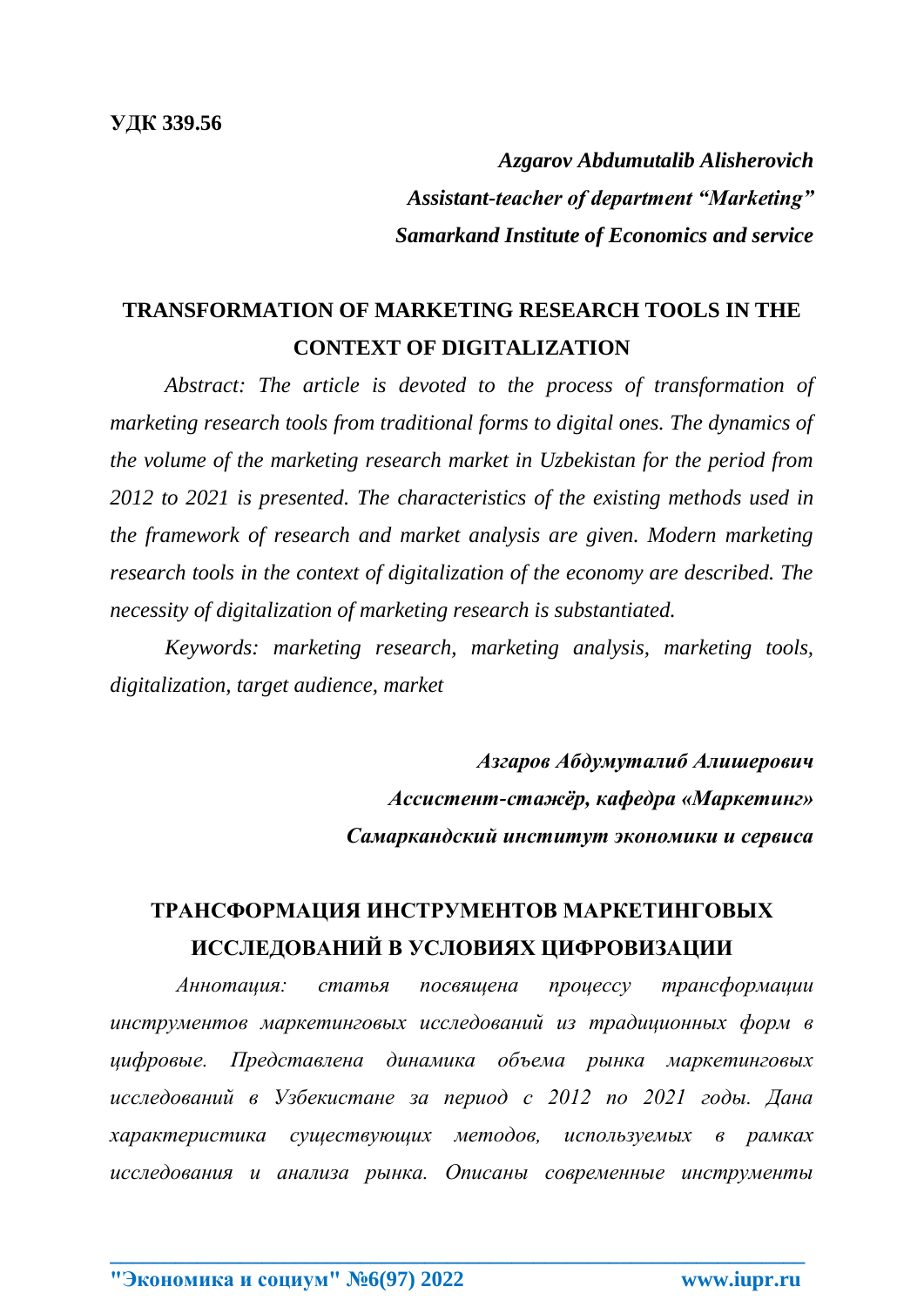**УДК 339.56**

***Azgarov Abdumutalib Alisherovich***
***Assistant-teacher of department “Marketing”***
***Samarkand Institute of Economics and service***

## TRANSFORMATION OF MARKETING RESEARCH TOOLS IN THE CONTEXT OF DIGITALIZATION

*Abstract: The article is devoted to the process of transformation of marketing research tools from traditional forms to digital ones. The dynamics of the volume of the marketing research market in Uzbekistan for the period from 2012 to 2021 is presented. The characteristics of the existing methods used in the framework of research and market analysis are given. Modern marketing research tools in the context of digitalization of the economy are described. The necessity of digitalization of marketing research is substantiated.*

*Keywords: marketing research, marketing analysis, marketing tools, digitalization, target audience, market*

***Азгаров Абдумуталиб Алишерович***
***Ассистент-стажёр, кафедра «Маркетинг»***
***Самаркандский институт экономики и сервиса***

## ТРАНСФОРМАЦИЯ ИНСТРУМЕНТОВ МАРКЕТИНГОВЫХ ИССЛЕДОВАНИЙ В УСЛОВИЯХ ЦИФРОВИЗАЦИИ

*Аннотация: статья посвящена процессу трансформации инструментов маркетинговых исследований из традиционных форм в цифровые. Представлена динамика объема рынка маркетинговых исследований в Узбекистане за период с 2012 по 2021 годы. Дана характеристика существующих методов, используемых в рамках исследования и анализа рынка. Описаны современные инструменты*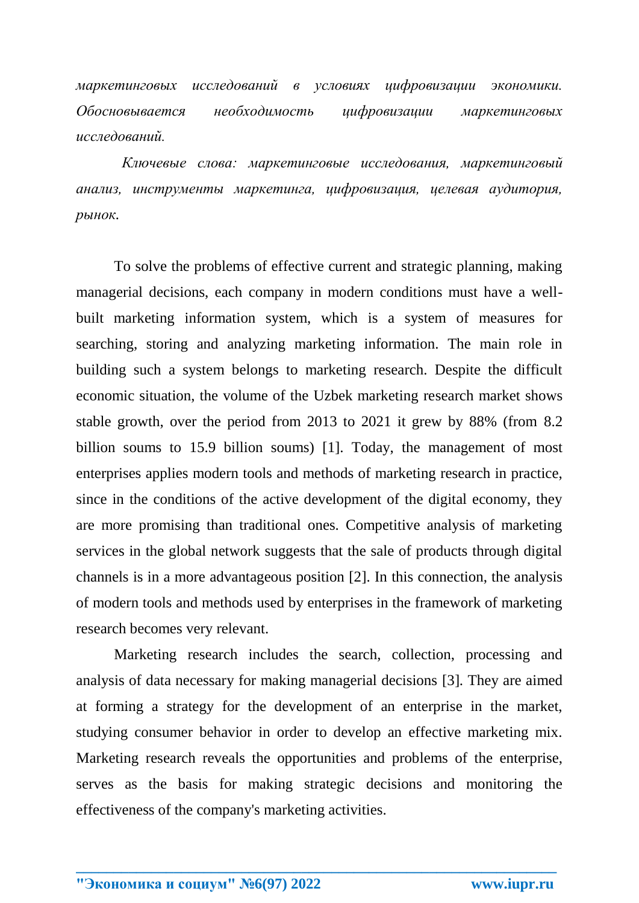*маркетинговых исследований в условиях цифровизации экономики. Обосновывается необходимость цифровизации маркетинговых исследований.*

*Ключевые слова: маркетинговые исследования, маркетинговый анализ, инструменты маркетинга, цифровизация, целевая аудитория, рынок.*

To solve the problems of effective current and strategic planning, making managerial decisions, each company in modern conditions must have a well-built marketing information system, which is a system of measures for searching, storing and analyzing marketing information. The main role in building such a system belongs to marketing research. Despite the difficult economic situation, the volume of the Uzbek marketing research market shows stable growth, over the period from 2013 to 2021 it grew by 88% (from 8.2 billion soums to 15.9 billion soums) [1]. Today, the management of most enterprises applies modern tools and methods of marketing research in practice, since in the conditions of the active development of the digital economy, they are more promising than traditional ones. Competitive analysis of marketing services in the global network suggests that the sale of products through digital channels is in a more advantageous position [2]. In this connection, the analysis of modern tools and methods used by enterprises in the framework of marketing research becomes very relevant.

Marketing research includes the search, collection, processing and analysis of data necessary for making managerial decisions [3]. They are aimed at forming a strategy for the development of an enterprise in the market, studying consumer behavior in order to develop an effective marketing mix. Marketing research reveals the opportunities and problems of the enterprise, serves as the basis for making strategic decisions and monitoring the effectiveness of the company's marketing activities.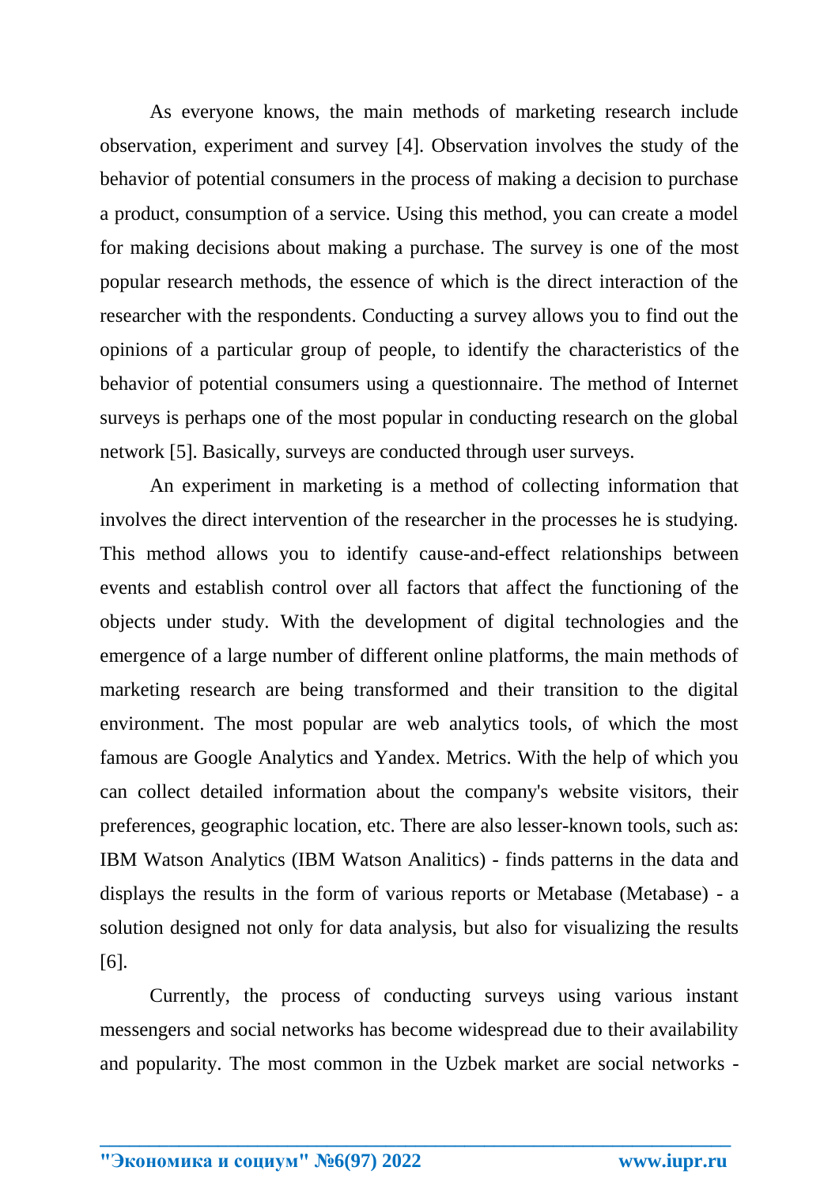As everyone knows, the main methods of marketing research include observation, experiment and survey [4]. Observation involves the study of the behavior of potential consumers in the process of making a decision to purchase a product, consumption of a service. Using this method, you can create a model for making decisions about making a purchase. The survey is one of the most popular research methods, the essence of which is the direct interaction of the researcher with the respondents. Conducting a survey allows you to find out the opinions of a particular group of people, to identify the characteristics of the behavior of potential consumers using a questionnaire. The method of Internet surveys is perhaps one of the most popular in conducting research on the global network [5]. Basically, surveys are conducted through user surveys.

An experiment in marketing is a method of collecting information that involves the direct intervention of the researcher in the processes he is studying. This method allows you to identify cause-and-effect relationships between events and establish control over all factors that affect the functioning of the objects under study. With the development of digital technologies and the emergence of a large number of different online platforms, the main methods of marketing research are being transformed and their transition to the digital environment. The most popular are web analytics tools, of which the most famous are Google Analytics and Yandex. Metrics. With the help of which you can collect detailed information about the company's website visitors, their preferences, geographic location, etc. There are also lesser-known tools, such as: IBM Watson Analytics (IBM Watson Analitics) - finds patterns in the data and displays the results in the form of various reports or Metabase (Metabase) - a solution designed not only for data analysis, but also for visualizing the results [6].

Currently, the process of conducting surveys using various instant messengers and social networks has become widespread due to their availability and popularity. The most common in the Uzbek market are social networks -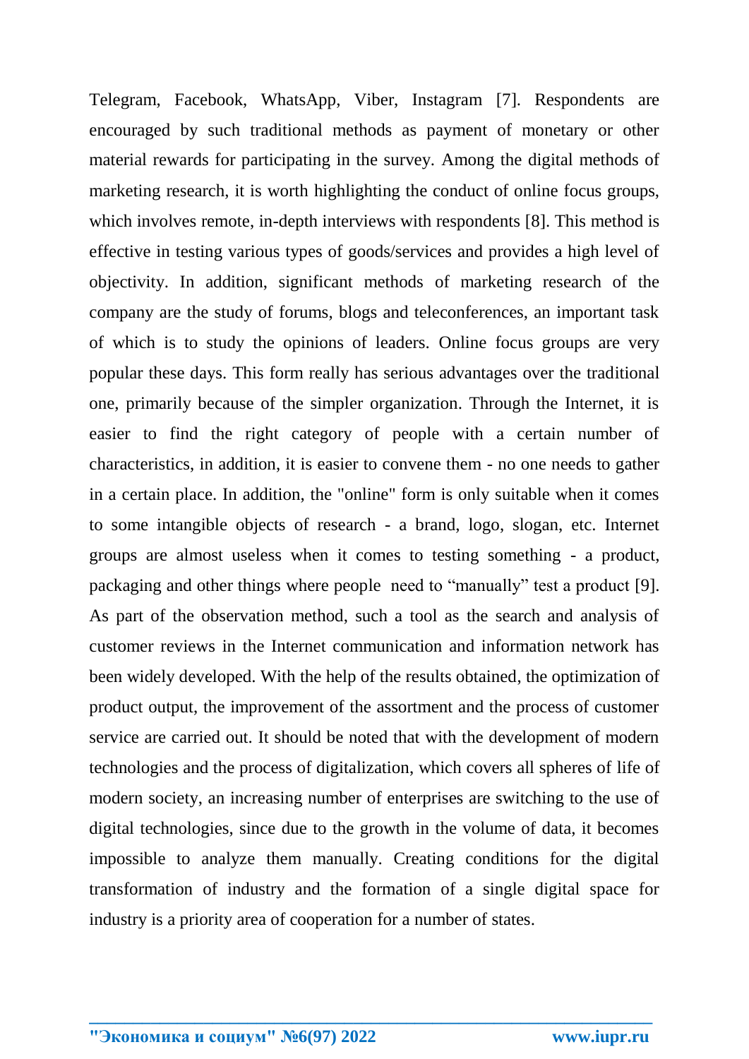Telegram, Facebook, WhatsApp, Viber, Instagram [7]. Respondents are encouraged by such traditional methods as payment of monetary or other material rewards for participating in the survey. Among the digital methods of marketing research, it is worth highlighting the conduct of online focus groups, which involves remote, in-depth interviews with respondents [8]. This method is effective in testing various types of goods/services and provides a high level of objectivity. In addition, significant methods of marketing research of the company are the study of forums, blogs and teleconferences, an important task of which is to study the opinions of leaders. Online focus groups are very popular these days. This form really has serious advantages over the traditional one, primarily because of the simpler organization. Through the Internet, it is easier to find the right category of people with a certain number of characteristics, in addition, it is easier to convene them - no one needs to gather in a certain place. In addition, the "online" form is only suitable when it comes to some intangible objects of research - a brand, logo, slogan, etc. Internet groups are almost useless when it comes to testing something - a product, packaging and other things where people need to “manually” test a product [9]. As part of the observation method, such a tool as the search and analysis of customer reviews in the Internet communication and information network has been widely developed. With the help of the results obtained, the optimization of product output, the improvement of the assortment and the process of customer service are carried out. It should be noted that with the development of modern technologies and the process of digitalization, which covers all spheres of life of modern society, an increasing number of enterprises are switching to the use of digital technologies, since due to the growth in the volume of data, it becomes impossible to analyze them manually. Creating conditions for the digital transformation of industry and the formation of a single digital space for industry is a priority area of cooperation for a number of states.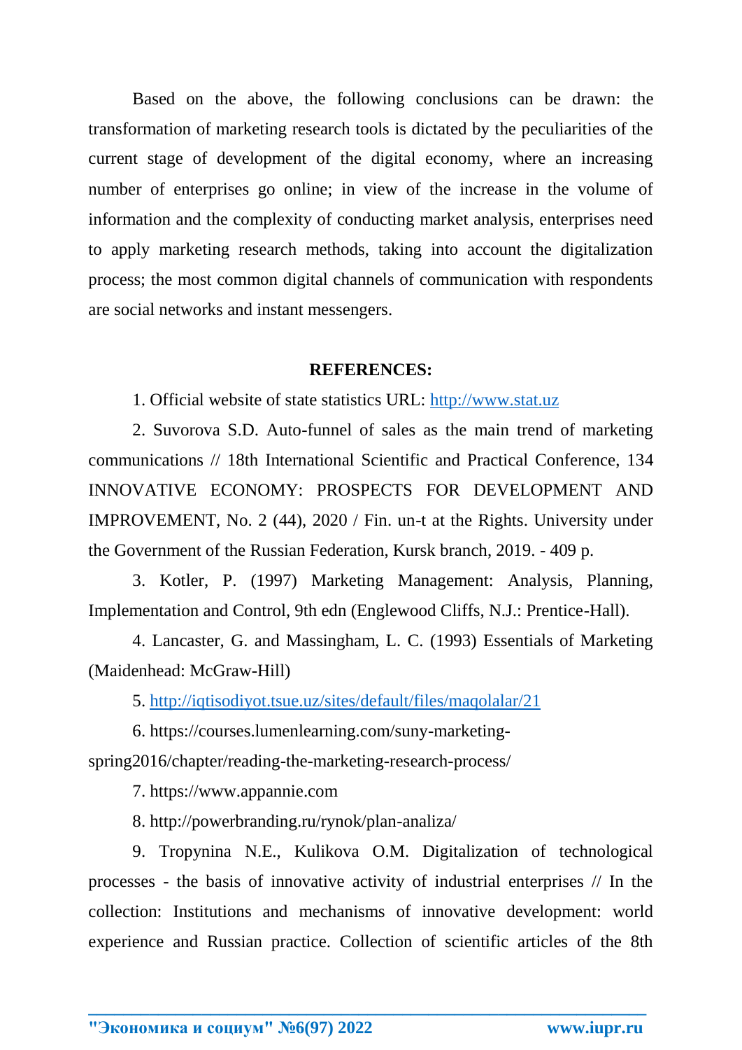Based on the above, the following conclusions can be drawn: the transformation of marketing research tools is dictated by the peculiarities of the current stage of development of the digital economy, where an increasing number of enterprises go online; in view of the increase in the volume of information and the complexity of conducting market analysis, enterprises need to apply marketing research methods, taking into account the digitalization process; the most common digital channels of communication with respondents are social networks and instant messengers.

**REFERENCES:**

1. Official website of state statistics URL: http://www.stat.uz

2. Suvorova S.D. Auto-funnel of sales as the main trend of marketing communications // 18th International Scientific and Practical Conference, 134 INNOVATIVE ECONOMY: PROSPECTS FOR DEVELOPMENT AND IMPROVEMENT, No. 2 (44), 2020 / Fin. un-t at the Rights. University under the Government of the Russian Federation, Kursk branch, 2019. - 409 p.

3. Kotler, P. (1997) Marketing Management: Analysis, Planning, Implementation and Control, 9th edn (Englewood Cliffs, N.J.: Prentice-Hall).

4. Lancaster, G. and Massingham, L. C. (1993) Essentials of Marketing (Maidenhead: McGraw-Hill)

5. http://iqtisodiyot.tsue.uz/sites/default/files/maqolalar/21

6. https://courses.lumenlearning.com/suny-marketing-spring2016/chapter/reading-the-marketing-research-process/

7. https://www.appannie.com

8. http://powerbranding.ru/rynok/plan-analiza/

9. Tropynina N.E., Kulikova O.M. Digitalization of technological processes - the basis of innovative activity of industrial enterprises // In the collection: Institutions and mechanisms of innovative development: world experience and Russian practice. Collection of scientific articles of the 8th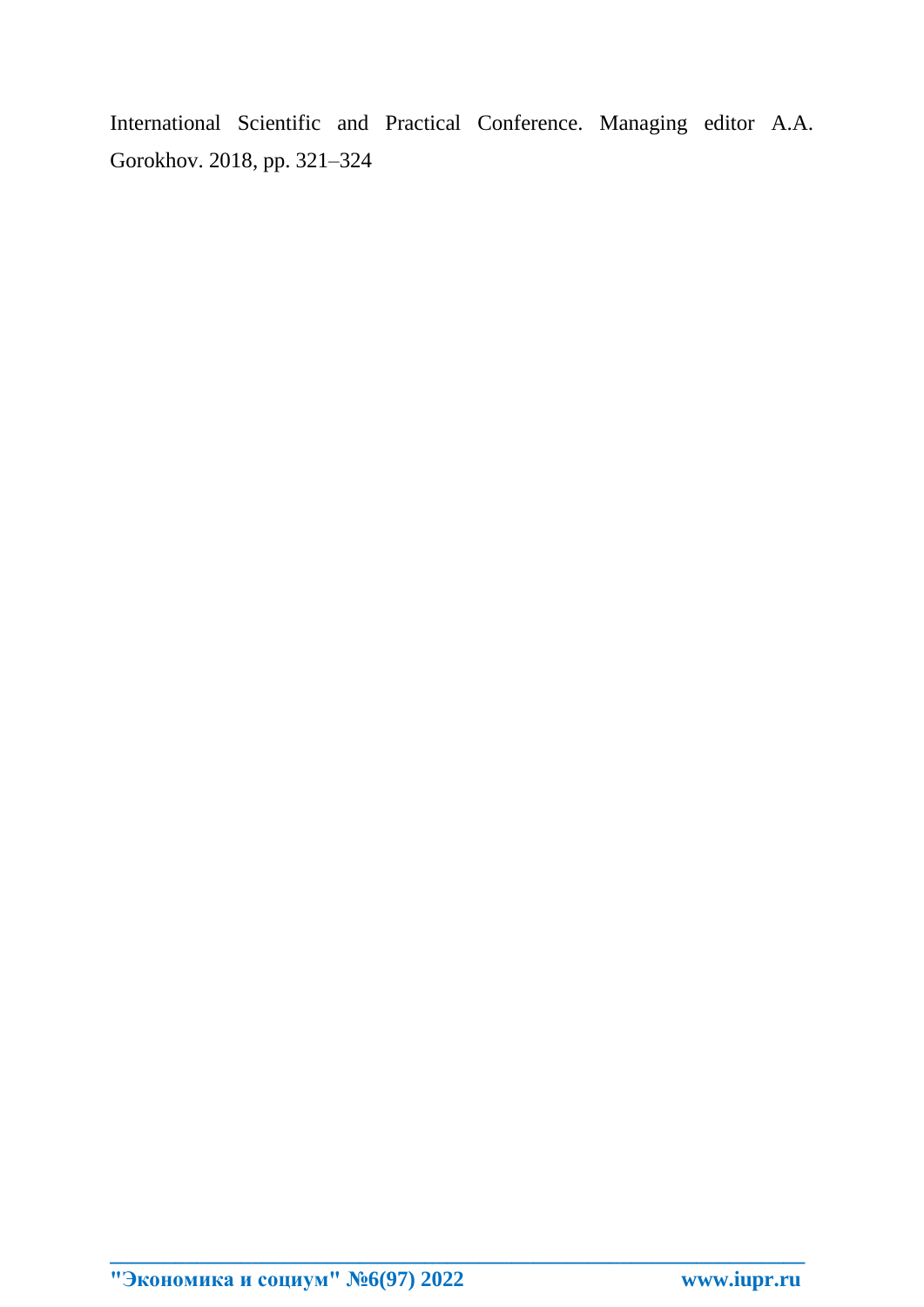International Scientific and Practical Conference. Managing editor A.A. Gorokhov. 2018, pp. 321–324